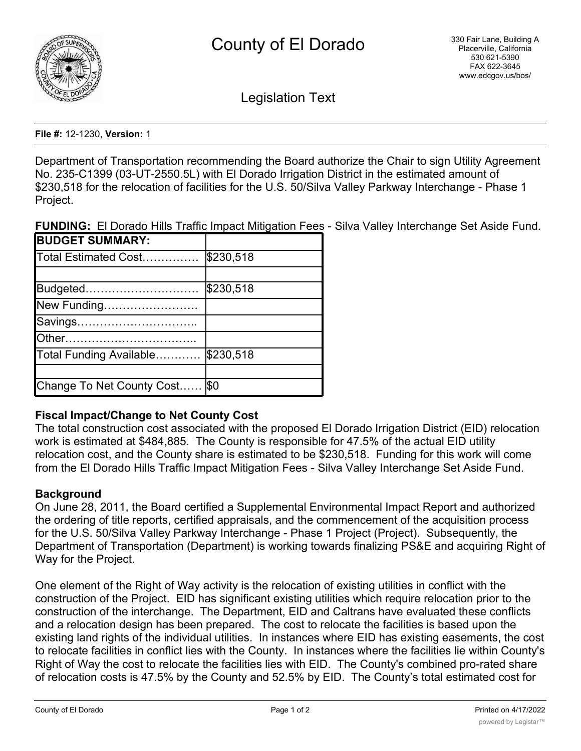# County of El Dorado

330 Fair Lane, Building A
Placerville, California
530 621-5390
FAX 622-3645
www.edcgov.us/bos/

## Legislation Text

**File #:** 12-1230, **Version:** 1

Department of Transportation recommending the Board authorize the Chair to sign Utility Agreement No. 235-C1399 (03-UT-2550.5L) with El Dorado Irrigation District in the estimated amount of $230,518 for the relocation of facilities for the U.S. 50/Silva Valley Parkway Interchange - Phase 1 Project.

**FUNDING:** El Dorado Hills Traffic Impact Mitigation Fees - Silva Valley Interchange Set Aside Fund.

| **BUDGET SUMMARY:** | |
|---|---|
| Total Estimated Cost…………… | $230,518 |
| | |
| Budgeted………………………… | $230,518 |
| New Funding……………………. | |
| Savings………………………….. | |
| Other…………………………….. | |
| Total Funding Available………… | $230,518 |
| | |
| Change To Net County Cost…… | $0 |

### Fiscal Impact/Change to Net County Cost

The total construction cost associated with the proposed El Dorado Irrigation District (EID) relocation work is estimated at $484,885. The County is responsible for 47.5% of the actual EID utility relocation cost, and the County share is estimated to be $230,518. Funding for this work will come from the El Dorado Hills Traffic Impact Mitigation Fees - Silva Valley Interchange Set Aside Fund.

### Background

On June 28, 2011, the Board certified a Supplemental Environmental Impact Report and authorized the ordering of title reports, certified appraisals, and the commencement of the acquisition process for the U.S. 50/Silva Valley Parkway Interchange - Phase 1 Project (Project). Subsequently, the Department of Transportation (Department) is working towards finalizing PS&E and acquiring Right of Way for the Project.

One element of the Right of Way activity is the relocation of existing utilities in conflict with the construction of the Project. EID has significant existing utilities which require relocation prior to the construction of the interchange. The Department, EID and Caltrans have evaluated these conflicts and a relocation design has been prepared. The cost to relocate the facilities is based upon the existing land rights of the individual utilities. In instances where EID has existing easements, the cost to relocate facilities in conflict lies with the County. In instances where the facilities lie within County's Right of Way the cost to relocate the facilities lies with EID. The County's combined pro-rated share of relocation costs is 47.5% by the County and 52.5% by EID. The County's total estimated cost for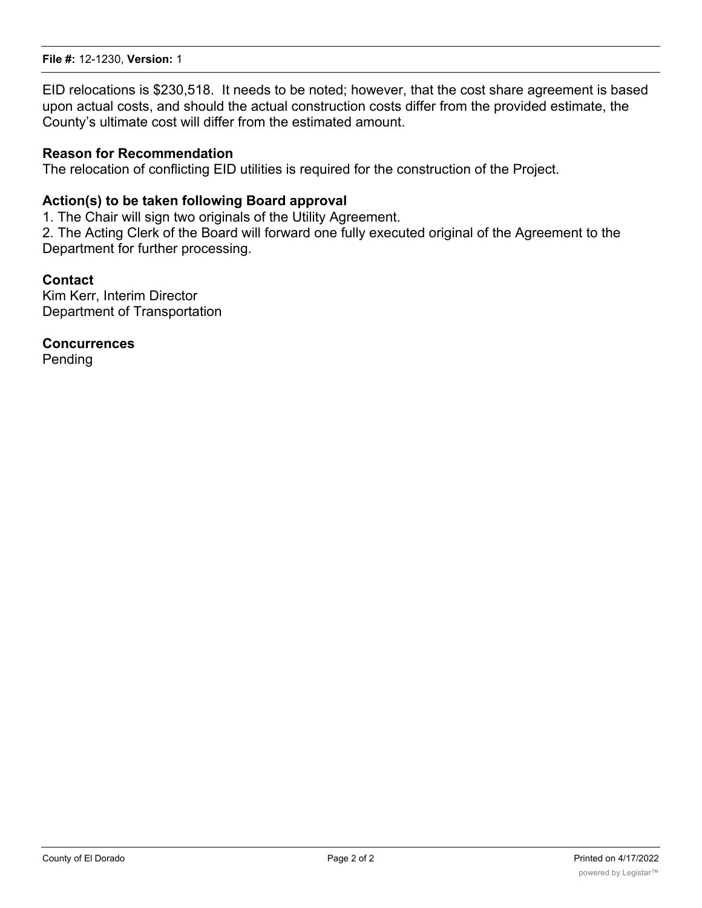EID relocations is $230,518. It needs to be noted; however, that the cost share agreement is based upon actual costs, and should the actual construction costs differ from the provided estimate, the County's ultimate cost will differ from the estimated amount.

## Reason for Recommendation

The relocation of conflicting EID utilities is required for the construction of the Project.

## Action(s) to be taken following Board approval

1. The Chair will sign two originals of the Utility Agreement.
2. The Acting Clerk of the Board will forward one fully executed original of the Agreement to the Department for further processing.

## Contact

Kim Kerr, Interim Director
Department of Transportation

## Concurrences

Pending